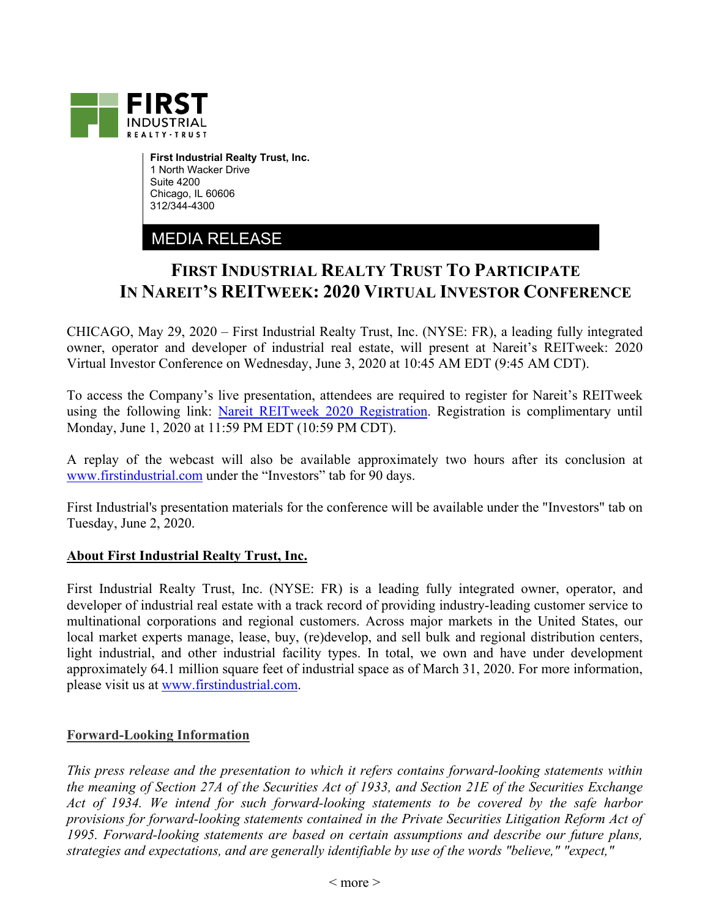**First Industrial Realty Trust, Inc.**
1 North Wacker Drive
Suite 4200
Chicago, IL 60606
312/344-4300

MEDIA RELEASE

# FIRST INDUSTRIAL REALTY TRUST TO PARTICIPATE IN NAREIT'S REITWEEK: 2020 VIRTUAL INVESTOR CONFERENCE

CHICAGO, May 29, 2020 – First Industrial Realty Trust, Inc. (NYSE: FR), a leading fully integrated owner, operator and developer of industrial real estate, will present at Nareit's REITweek: 2020 Virtual Investor Conference on Wednesday, June 3, 2020 at 10:45 AM EDT (9:45 AM CDT).

To access the Company's live presentation, attendees are required to register for Nareit's REITweek using the following link: Nareit REITweek 2020 Registration. Registration is complimentary until Monday, June 1, 2020 at 11:59 PM EDT (10:59 PM CDT).

A replay of the webcast will also be available approximately two hours after its conclusion at www.firstindustrial.com under the "Investors" tab for 90 days.

First Industrial's presentation materials for the conference will be available under the "Investors" tab on Tuesday, June 2, 2020.

## About First Industrial Realty Trust, Inc.

First Industrial Realty Trust, Inc. (NYSE: FR) is a leading fully integrated owner, operator, and developer of industrial real estate with a track record of providing industry-leading customer service to multinational corporations and regional customers. Across major markets in the United States, our local market experts manage, lease, buy, (re)develop, and sell bulk and regional distribution centers, light industrial, and other industrial facility types. In total, we own and have under development approximately 64.1 million square feet of industrial space as of March 31, 2020. For more information, please visit us at www.firstindustrial.com.

## Forward-Looking Information

*This press release and the presentation to which it refers contains forward-looking statements within the meaning of Section 27A of the Securities Act of 1933, and Section 21E of the Securities Exchange Act of 1934. We intend for such forward-looking statements to be covered by the safe harbor provisions for forward-looking statements contained in the Private Securities Litigation Reform Act of 1995. Forward-looking statements are based on certain assumptions and describe our future plans, strategies and expectations, and are generally identifiable by use of the words "believe," "expect,"*

< more >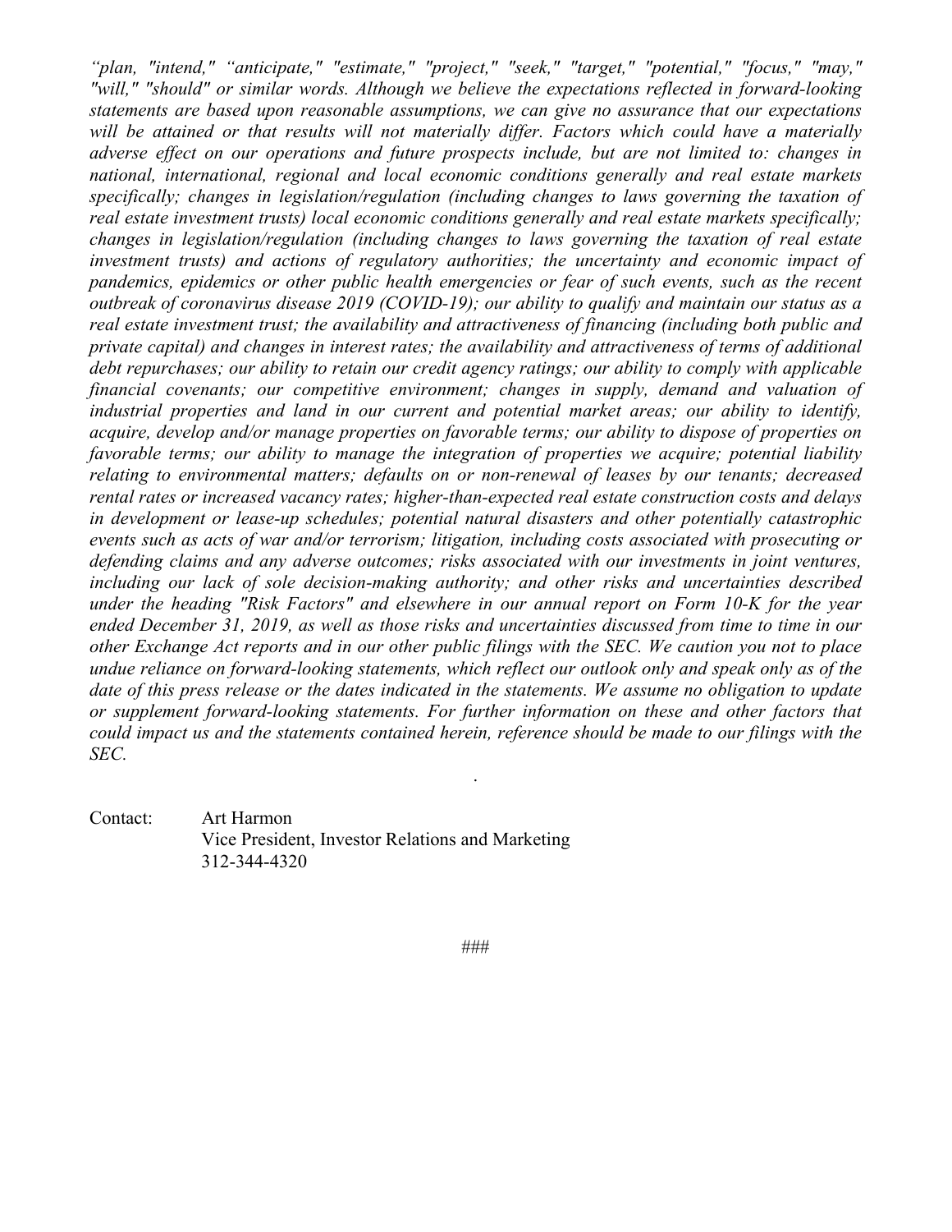*“plan, "intend," “anticipate," "estimate," "project," "seek," "target," "potential," "focus," "may," "will," "should" or similar words. Although we believe the expectations reflected in forward-looking statements are based upon reasonable assumptions, we can give no assurance that our expectations will be attained or that results will not materially differ. Factors which could have a materially adverse effect on our operations and future prospects include, but are not limited to: changes in national, international, regional and local economic conditions generally and real estate markets specifically; changes in legislation/regulation (including changes to laws governing the taxation of real estate investment trusts) local economic conditions generally and real estate markets specifically; changes in legislation/regulation (including changes to laws governing the taxation of real estate investment trusts) and actions of regulatory authorities; the uncertainty and economic impact of pandemics, epidemics or other public health emergencies or fear of such events, such as the recent outbreak of coronavirus disease 2019 (COVID-19); our ability to qualify and maintain our status as a real estate investment trust; the availability and attractiveness of financing (including both public and private capital) and changes in interest rates; the availability and attractiveness of terms of additional debt repurchases; our ability to retain our credit agency ratings; our ability to comply with applicable financial covenants; our competitive environment; changes in supply, demand and valuation of industrial properties and land in our current and potential market areas; our ability to identify, acquire, develop and/or manage properties on favorable terms; our ability to dispose of properties on favorable terms; our ability to manage the integration of properties we acquire; potential liability relating to environmental matters; defaults on or non-renewal of leases by our tenants; decreased rental rates or increased vacancy rates; higher-than-expected real estate construction costs and delays in development or lease-up schedules; potential natural disasters and other potentially catastrophic events such as acts of war and/or terrorism; litigation, including costs associated with prosecuting or defending claims and any adverse outcomes; risks associated with our investments in joint ventures, including our lack of sole decision-making authority; and other risks and uncertainties described under the heading "Risk Factors" and elsewhere in our annual report on Form 10-K for the year ended December 31, 2019, as well as those risks and uncertainties discussed from time to time in our other Exchange Act reports and in our other public filings with the SEC. We caution you not to place undue reliance on forward-looking statements, which reflect our outlook only and speak only as of the date of this press release or the dates indicated in the statements. We assume no obligation to update or supplement forward-looking statements. For further information on these and other factors that could impact us and the statements contained herein, reference should be made to our filings with the SEC.*

.

Contact: Art Harmon
Vice President, Investor Relations and Marketing
312-344-4320

###